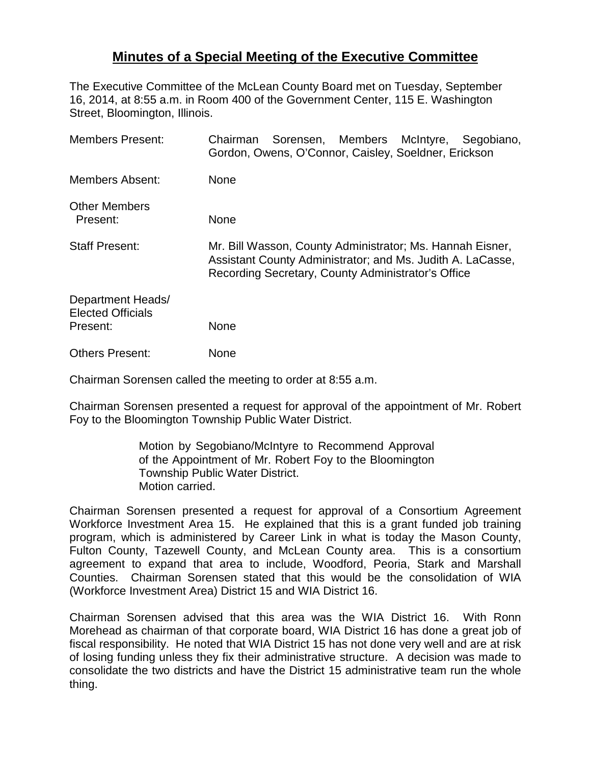# **Minutes of a Special Meeting of the Executive Committee**

The Executive Committee of the McLean County Board met on Tuesday, September 16, 2014, at 8:55 a.m. in Room 400 of the Government Center, 115 E. Washington Street, Bloomington, Illinois.

| | |
|---|---|
| Members Present: | Chairman Sorensen, Members McIntyre, Segobiano, Gordon, Owens, O'Connor, Caisley, Soeldner, Erickson |
| Members Absent: | None |
| Other Members Present: | None |
| Staff Present: | Mr. Bill Wasson, County Administrator; Ms. Hannah Eisner, Assistant County Administrator; and Ms. Judith A. LaCasse, Recording Secretary, County Administrator's Office |
| Department Heads/ Elected Officials Present: | None |
| Others Present: | None |

Chairman Sorensen called the meeting to order at 8:55 a.m.

Chairman Sorensen presented a request for approval of the appointment of Mr. Robert Foy to the Bloomington Township Public Water District.

> Motion by Segobiano/McIntyre to Recommend Approval of the Appointment of Mr. Robert Foy to the Bloomington Township Public Water District.
> Motion carried.

Chairman Sorensen presented a request for approval of a Consortium Agreement Workforce Investment Area 15. He explained that this is a grant funded job training program, which is administered by Career Link in what is today the Mason County, Fulton County, Tazewell County, and McLean County area. This is a consortium agreement to expand that area to include, Woodford, Peoria, Stark and Marshall Counties. Chairman Sorensen stated that this would be the consolidation of WIA (Workforce Investment Area) District 15 and WIA District 16.

Chairman Sorensen advised that this area was the WIA District 16. With Ronn Morehead as chairman of that corporate board, WIA District 16 has done a great job of fiscal responsibility. He noted that WIA District 15 has not done very well and are at risk of losing funding unless they fix their administrative structure. A decision was made to consolidate the two districts and have the District 15 administrative team run the whole thing.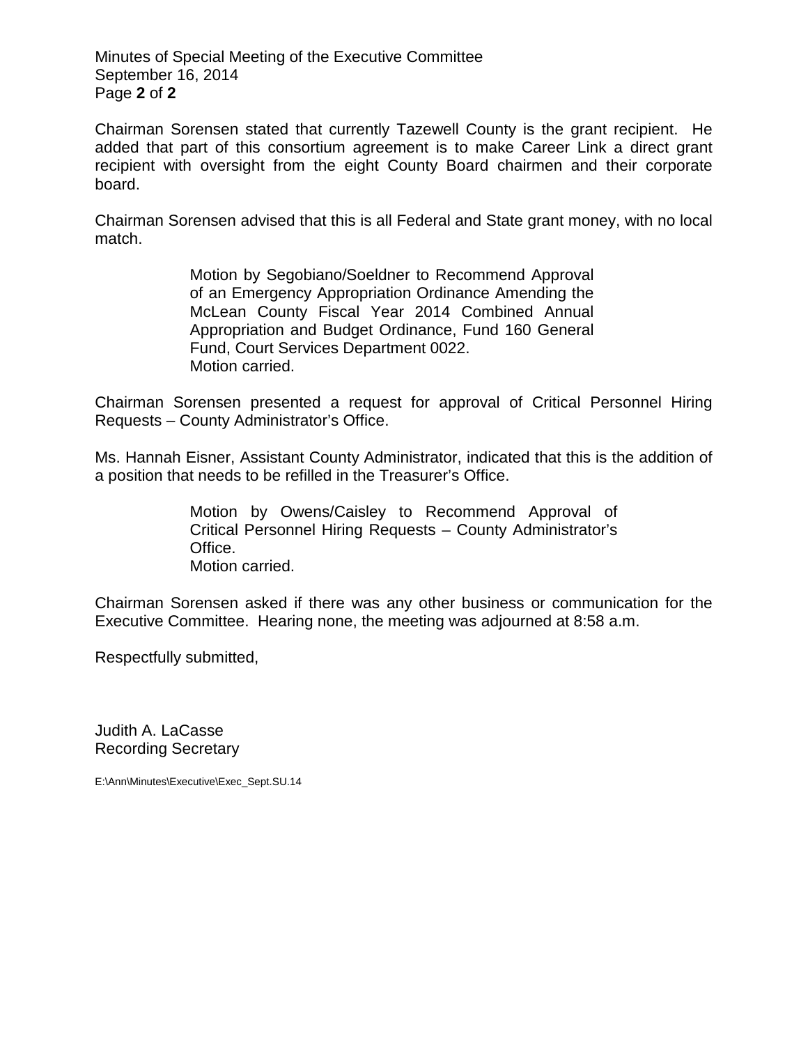Chairman Sorensen stated that currently Tazewell County is the grant recipient. He added that part of this consortium agreement is to make Career Link a direct grant recipient with oversight from the eight County Board chairmen and their corporate board.

Chairman Sorensen advised that this is all Federal and State grant money, with no local match.

> Motion by Segobiano/Soeldner to Recommend Approval of an Emergency Appropriation Ordinance Amending the McLean County Fiscal Year 2014 Combined Annual Appropriation and Budget Ordinance, Fund 160 General Fund, Court Services Department 0022.
> Motion carried.

Chairman Sorensen presented a request for approval of Critical Personnel Hiring Requests – County Administrator's Office.

Ms. Hannah Eisner, Assistant County Administrator, indicated that this is the addition of a position that needs to be refilled in the Treasurer's Office.

> Motion by Owens/Caisley to Recommend Approval of Critical Personnel Hiring Requests – County Administrator's Office.
> Motion carried.

Chairman Sorensen asked if there was any other business or communication for the Executive Committee. Hearing none, the meeting was adjourned at 8:58 a.m.

Respectfully submitted,

Judith A. LaCasse
Recording Secretary

E:\Ann\Minutes\Executive\Exec_Sept.SU.14